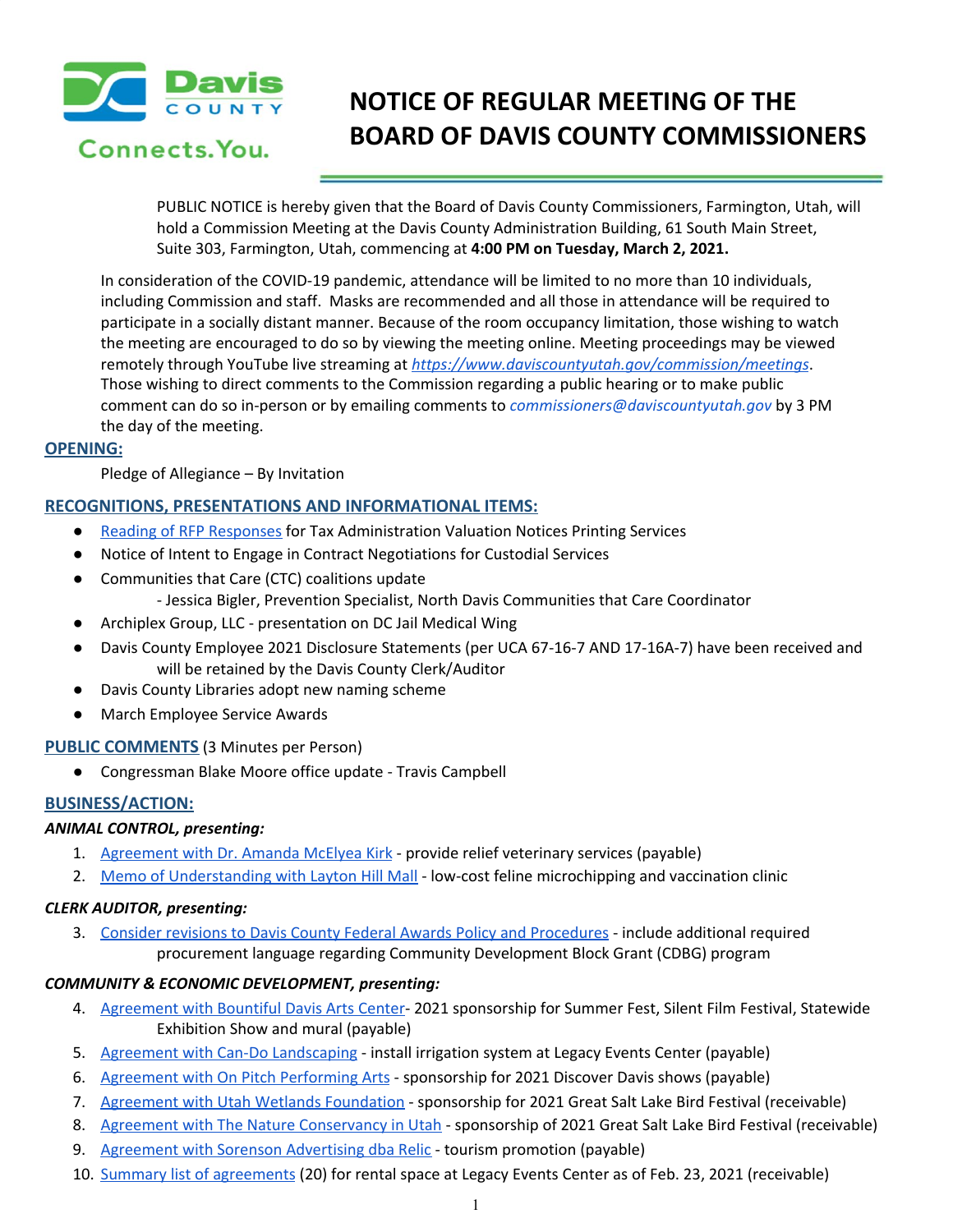# NOTICE OF REGULAR MEETING OF THE BOARD OF DAVIS COUNTY COMMISSIONERS

Davis County Connects.You.

PUBLIC NOTICE is hereby given that the Board of Davis County Commissioners, Farmington, Utah, will hold a Commission Meeting at the Davis County Administration Building, 61 South Main Street, Suite 303, Farmington, Utah, commencing at **4:00 PM on Tuesday, March 2, 2021.**

In consideration of the COVID-19 pandemic, attendance will be limited to no more than 10 individuals, including Commission and staff. Masks are recommended and all those in attendance will be required to participate in a socially distant manner. Because of the room occupancy limitation, those wishing to watch the meeting are encouraged to do so by viewing the meeting online. Meeting proceedings may be viewed remotely through YouTube live streaming at *https://www.daviscountyutah.gov/commission/meetings*. Those wishing to direct comments to the Commission regarding a public hearing or to make public comment can do so in-person or by emailing comments to *commissioners@daviscountyutah.gov* by 3 PM the day of the meeting.

## OPENING:

Pledge of Allegiance – By Invitation

## RECOGNITIONS, PRESENTATIONS AND INFORMATIONAL ITEMS:

- Reading of RFP Responses for Tax Administration Valuation Notices Printing Services
- Notice of Intent to Engage in Contract Negotiations for Custodial Services
- Communities that Care (CTC) coalitions update
  - Jessica Bigler, Prevention Specialist, North Davis Communities that Care Coordinator
- Archiplex Group, LLC - presentation on DC Jail Medical Wing
- Davis County Employee 2021 Disclosure Statements (per UCA 67-16-7 AND 17-16A-7) have been received and will be retained by the Davis County Clerk/Auditor
- Davis County Libraries adopt new naming scheme
- March Employee Service Awards

## PUBLIC COMMENTS (3 Minutes per Person)

- Congressman Blake Moore office update - Travis Campbell

## BUSINESS/ACTION:

### *ANIMAL CONTROL, presenting:*

1. Agreement with Dr. Amanda McElyea Kirk - provide relief veterinary services (payable)
2. Memo of Understanding with Layton Hill Mall - low-cost feline microchipping and vaccination clinic

### *CLERK AUDITOR, presenting:*

3. Consider revisions to Davis County Federal Awards Policy and Procedures - include additional required procurement language regarding Community Development Block Grant (CDBG) program

### *COMMUNITY & ECONOMIC DEVELOPMENT, presenting:*

4. Agreement with Bountiful Davis Arts Center- 2021 sponsorship for Summer Fest, Silent Film Festival, Statewide Exhibition Show and mural (payable)
5. Agreement with Can-Do Landscaping - install irrigation system at Legacy Events Center (payable)
6. Agreement with On Pitch Performing Arts - sponsorship for 2021 Discover Davis shows (payable)
7. Agreement with Utah Wetlands Foundation - sponsorship for 2021 Great Salt Lake Bird Festival (receivable)
8. Agreement with The Nature Conservancy in Utah - sponsorship of 2021 Great Salt Lake Bird Festival (receivable)
9. Agreement with Sorenson Advertising dba Relic - tourism promotion (payable)
10. Summary list of agreements (20) for rental space at Legacy Events Center as of Feb. 23, 2021 (receivable)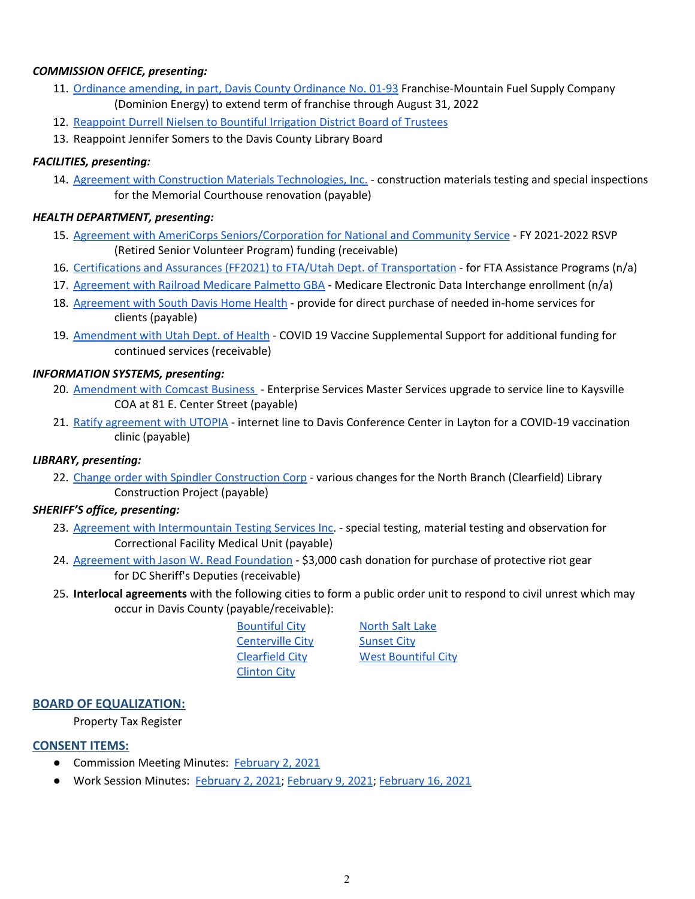***COMMISSION OFFICE, presenting:***

11. Ordinance amending, in part, Davis County Ordinance No. 01-93 Franchise-Mountain Fuel Supply Company (Dominion Energy) to extend term of franchise through August 31, 2022
12. Reappoint Durrell Nielsen to Bountiful Irrigation District Board of Trustees
13. Reappoint Jennifer Somers to the Davis County Library Board

***FACILITIES, presenting:***

14. Agreement with Construction Materials Technologies, Inc. - construction materials testing and special inspections for the Memorial Courthouse renovation (payable)

***HEALTH DEPARTMENT, presenting:***

15. Agreement with AmeriCorps Seniors/Corporation for National and Community Service - FY 2021-2022 RSVP (Retired Senior Volunteer Program) funding (receivable)
16. Certifications and Assurances (FF2021) to FTA/Utah Dept. of Transportation - for FTA Assistance Programs (n/a)
17. Agreement with Railroad Medicare Palmetto GBA - Medicare Electronic Data Interchange enrollment (n/a)
18. Agreement with South Davis Home Health - provide for direct purchase of needed in-home services for clients (payable)
19. Amendment with Utah Dept. of Health - COVID 19 Vaccine Supplemental Support for additional funding for continued services (receivable)

***INFORMATION SYSTEMS, presenting:***

20. Amendment with Comcast Business - Enterprise Services Master Services upgrade to service line to Kaysville COA at 81 E. Center Street (payable)
21. Ratify agreement with UTOPIA - internet line to Davis Conference Center in Layton for a COVID-19 vaccination clinic (payable)

***LIBRARY, presenting:***

22. Change order with Spindler Construction Corp - various changes for the North Branch (Clearfield) Library Construction Project (payable)

***SHERIFF'S office, presenting:***

23. Agreement with Intermountain Testing Services Inc. - special testing, material testing and observation for Correctional Facility Medical Unit (payable)
24. Agreement with Jason W. Read Foundation - $3,000 cash donation for purchase of protective riot gear for DC Sheriff's Deputies (receivable)
25. **Interlocal agreements** with the following cities to form a public order unit to respond to civil unrest which may occur in Davis County (payable/receivable):

    - Bountiful City
    - Centerville City
    - Clearfield City
    - Clinton City
    - North Salt Lake
    - Sunset City
    - West Bountiful City

## BOARD OF EQUALIZATION:

Property Tax Register

## CONSENT ITEMS:

- Commission Meeting Minutes: February 2, 2021
- Work Session Minutes: February 2, 2021; February 9, 2021; February 16, 2021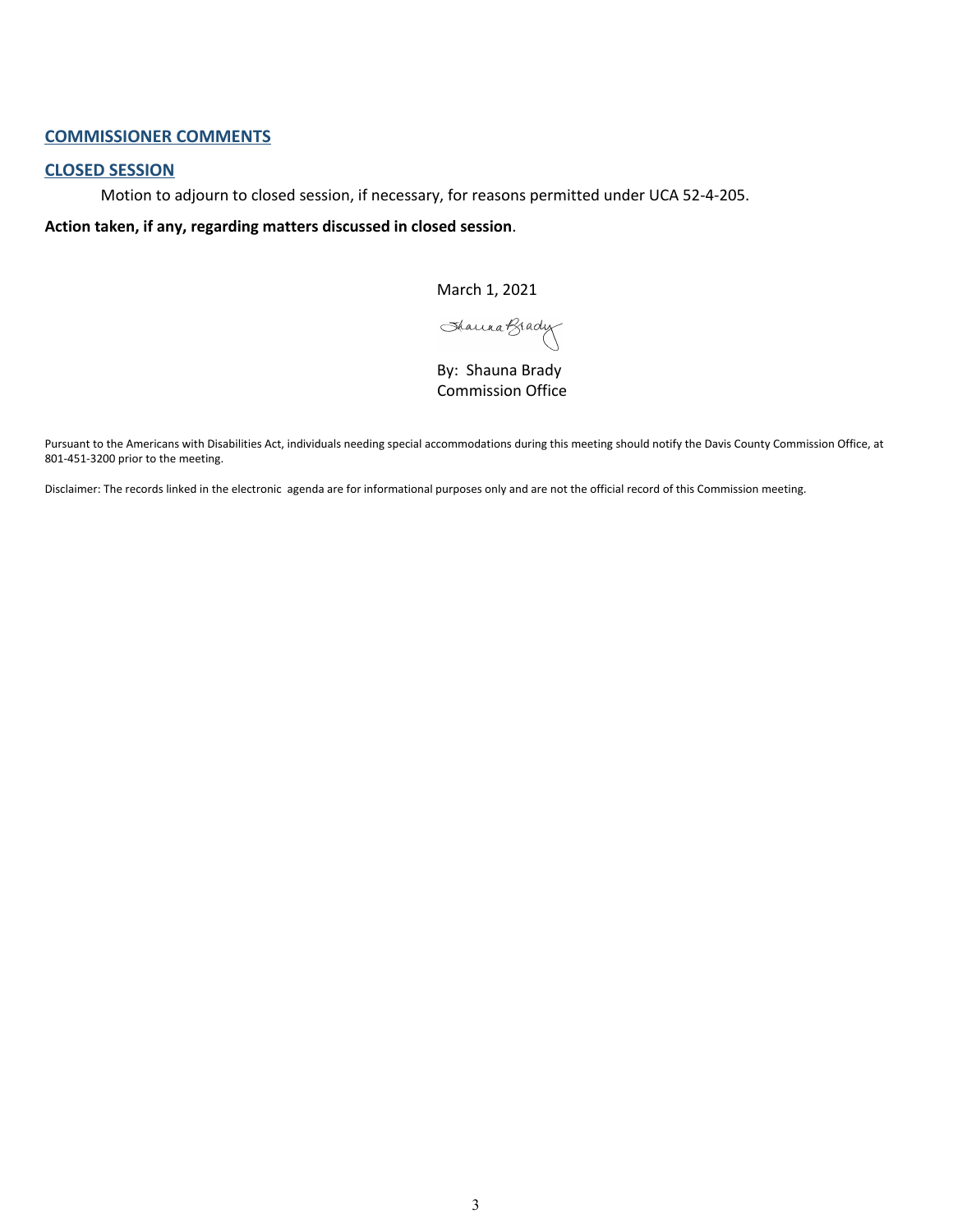## COMMISSIONER COMMENTS

## CLOSED SESSION

Motion to adjourn to closed session, if necessary, for reasons permitted under UCA 52-4-205.

**Action taken, if any, regarding matters discussed in closed session**.

March 1, 2021

Shauna Brady

By: Shauna Brady
Commission Office

Pursuant to the Americans with Disabilities Act, individuals needing special accommodations during this meeting should notify the Davis County Commission Office, at 801-451-3200 prior to the meeting.

Disclaimer: The records linked in the electronic agenda are for informational purposes only and are not the official record of this Commission meeting.